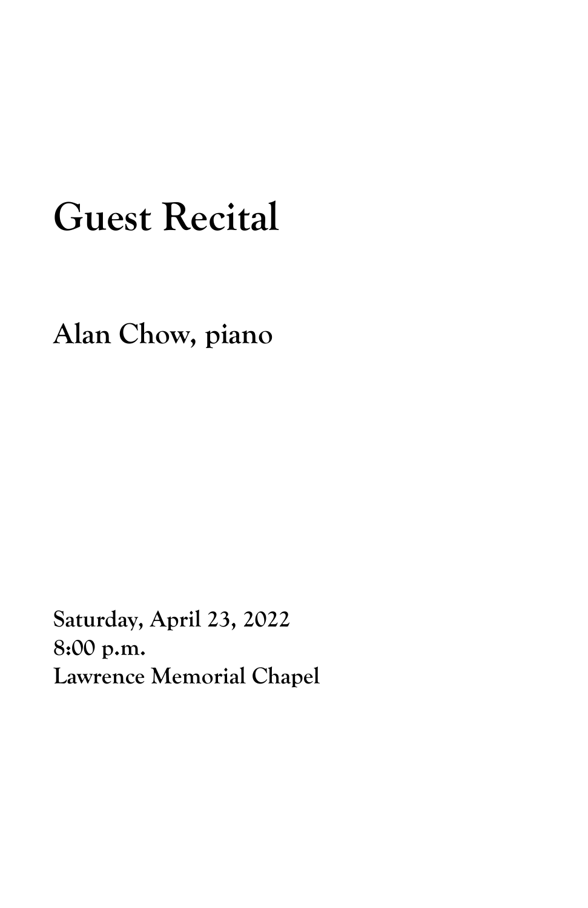# Guest Recital

**Alan Chow, piano**

**Saturday, April 23, 2022**
**8:00 p.m.**
**Lawrence Memorial Chapel**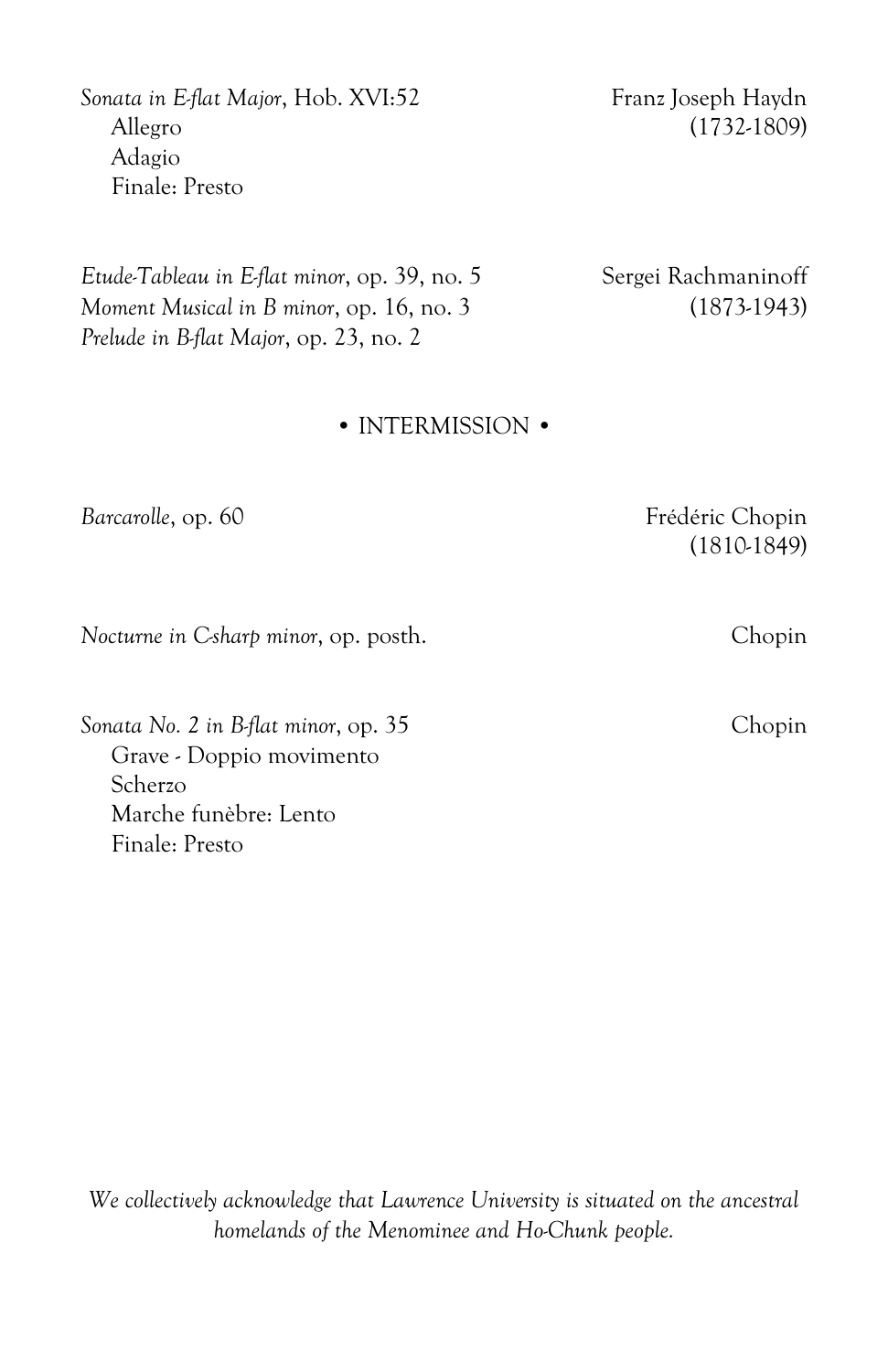*Sonata in E-flat Major*, Hob. XVI:52 — Franz Joseph Haydn (1732-1809)

Allegro
Adagio
Finale: Presto

*Etude-Tableau in E-flat minor*, op. 39, no. 5 — Sergei Rachmaninoff (1873-1943)
*Moment Musical in B minor*, op. 16, no. 3
*Prelude in B-flat Major*, op. 23, no. 2

• INTERMISSION •

*Barcarolle*, op. 60 — Frédéric Chopin (1810-1849)

*Nocturne in C-sharp minor*, op. posth. — Chopin

*Sonata No. 2 in B-flat minor*, op. 35 — Chopin

Grave - Doppio movimento
Scherzo
Marche funèbre: Lento
Finale: Presto

*We collectively acknowledge that Lawrence University is situated on the ancestral homelands of the Menominee and Ho-Chunk people.*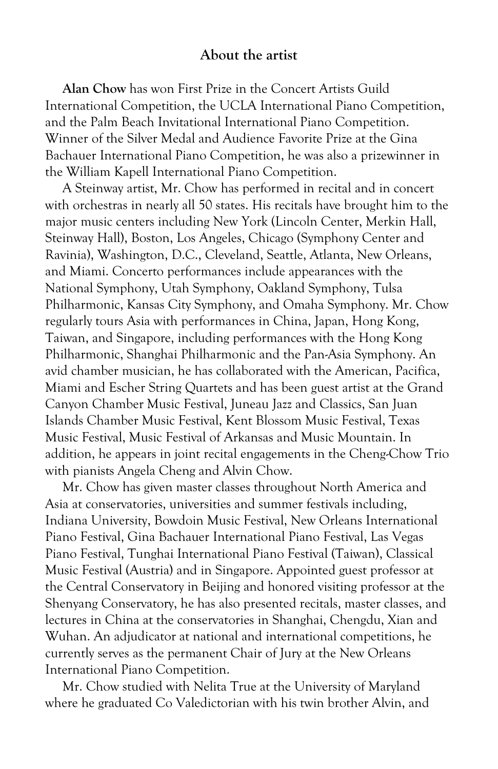## About the artist

**Alan Chow** has won First Prize in the Concert Artists Guild International Competition, the UCLA International Piano Competition, and the Palm Beach Invitational International Piano Competition. Winner of the Silver Medal and Audience Favorite Prize at the Gina Bachauer International Piano Competition, he was also a prizewinner in the William Kapell International Piano Competition.

A Steinway artist, Mr. Chow has performed in recital and in concert with orchestras in nearly all 50 states. His recitals have brought him to the major music centers including New York (Lincoln Center, Merkin Hall, Steinway Hall), Boston, Los Angeles, Chicago (Symphony Center and Ravinia), Washington, D.C., Cleveland, Seattle, Atlanta, New Orleans, and Miami. Concerto performances include appearances with the National Symphony, Utah Symphony, Oakland Symphony, Tulsa Philharmonic, Kansas City Symphony, and Omaha Symphony. Mr. Chow regularly tours Asia with performances in China, Japan, Hong Kong, Taiwan, and Singapore, including performances with the Hong Kong Philharmonic, Shanghai Philharmonic and the Pan-Asia Symphony. An avid chamber musician, he has collaborated with the American, Pacifica, Miami and Escher String Quartets and has been guest artist at the Grand Canyon Chamber Music Festival, Juneau Jazz and Classics, San Juan Islands Chamber Music Festival, Kent Blossom Music Festival, Texas Music Festival, Music Festival of Arkansas and Music Mountain. In addition, he appears in joint recital engagements in the Cheng-Chow Trio with pianists Angela Cheng and Alvin Chow.

Mr. Chow has given master classes throughout North America and Asia at conservatories, universities and summer festivals including, Indiana University, Bowdoin Music Festival, New Orleans International Piano Festival, Gina Bachauer International Piano Festival, Las Vegas Piano Festival, Tunghai International Piano Festival (Taiwan), Classical Music Festival (Austria) and in Singapore. Appointed guest professor at the Central Conservatory in Beijing and honored visiting professor at the Shenyang Conservatory, he has also presented recitals, master classes, and lectures in China at the conservatories in Shanghai, Chengdu, Xian and Wuhan. An adjudicator at national and international competitions, he currently serves as the permanent Chair of Jury at the New Orleans International Piano Competition.

Mr. Chow studied with Nelita True at the University of Maryland where he graduated Co Valedictorian with his twin brother Alvin, and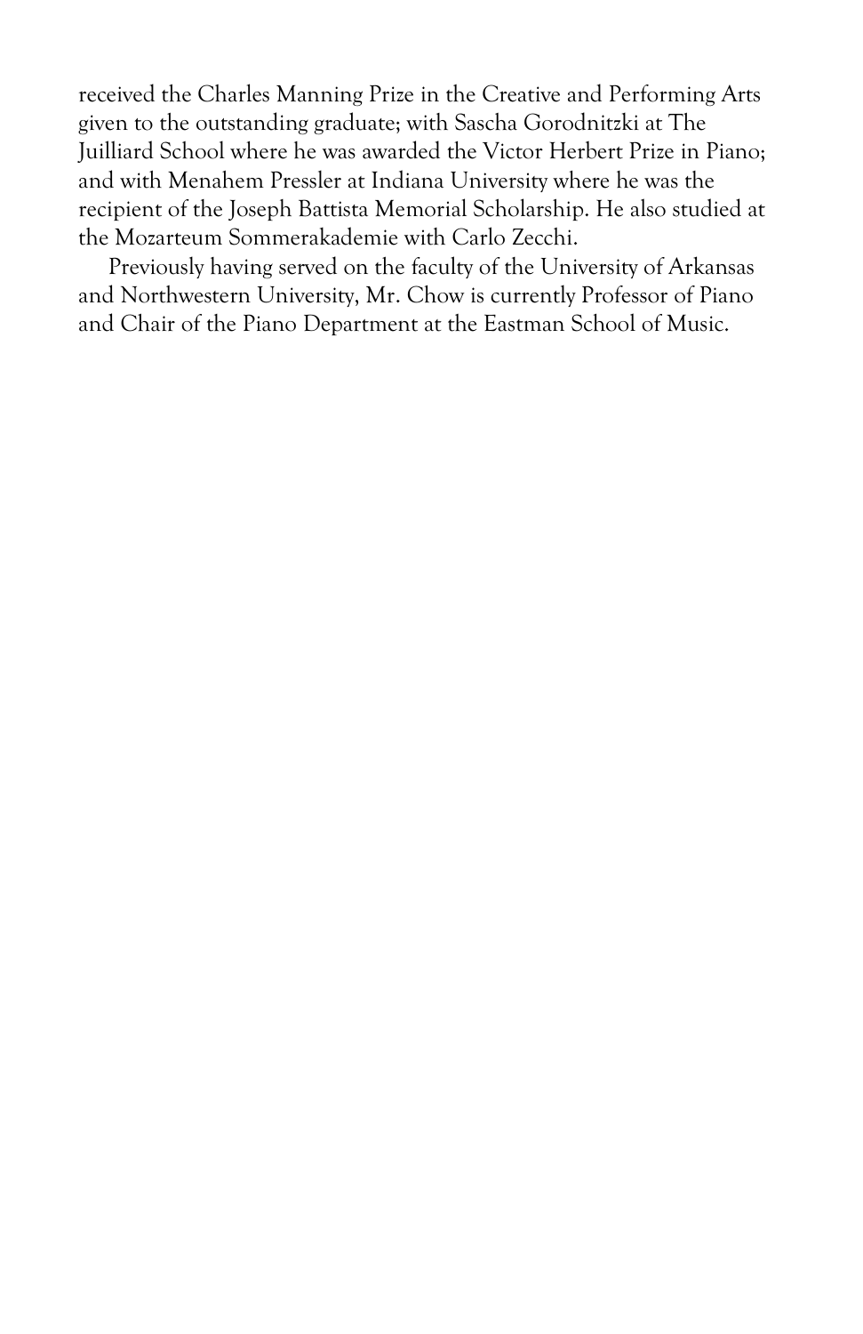received the Charles Manning Prize in the Creative and Performing Arts given to the outstanding graduate; with Sascha Gorodnitzki at The Juilliard School where he was awarded the Victor Herbert Prize in Piano; and with Menahem Pressler at Indiana University where he was the recipient of the Joseph Battista Memorial Scholarship. He also studied at the Mozarteum Sommerakademie with Carlo Zecchi.

Previously having served on the faculty of the University of Arkansas and Northwestern University, Mr. Chow is currently Professor of Piano and Chair of the Piano Department at the Eastman School of Music.